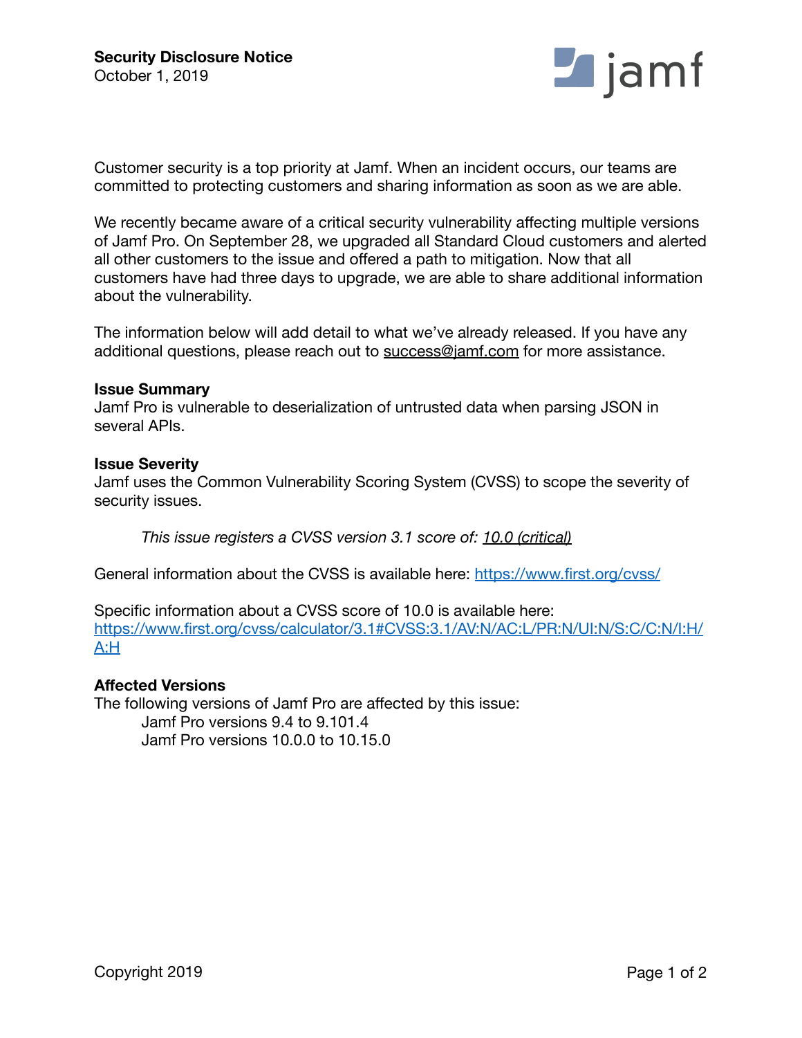**Security Disclosure Notice**
October 1, 2019

Customer security is a top priority at Jamf. When an incident occurs, our teams are committed to protecting customers and sharing information as soon as we are able.

We recently became aware of a critical security vulnerability affecting multiple versions of Jamf Pro. On September 28, we upgraded all Standard Cloud customers and alerted all other customers to the issue and offered a path to mitigation. Now that all customers have had three days to upgrade, we are able to share additional information about the vulnerability.

The information below will add detail to what we've already released. If you have any additional questions, please reach out to success@jamf.com for more assistance.

**Issue Summary**

Jamf Pro is vulnerable to deserialization of untrusted data when parsing JSON in several APIs.

**Issue Severity**

Jamf uses the Common Vulnerability Scoring System (CVSS) to scope the severity of security issues.

> *This issue registers a CVSS version 3.1 score of: 10.0 (critical)*

General information about the CVSS is available here: https://www.first.org/cvss/

Specific information about a CVSS score of 10.0 is available here:
https://www.first.org/cvss/calculator/3.1#CVSS:3.1/AV:N/AC:L/PR:N/UI:N/S:C/C:N/I:H/A:H

**Affected Versions**

The following versions of Jamf Pro are affected by this issue:

- Jamf Pro versions 9.4 to 9.101.4
- Jamf Pro versions 10.0.0 to 10.15.0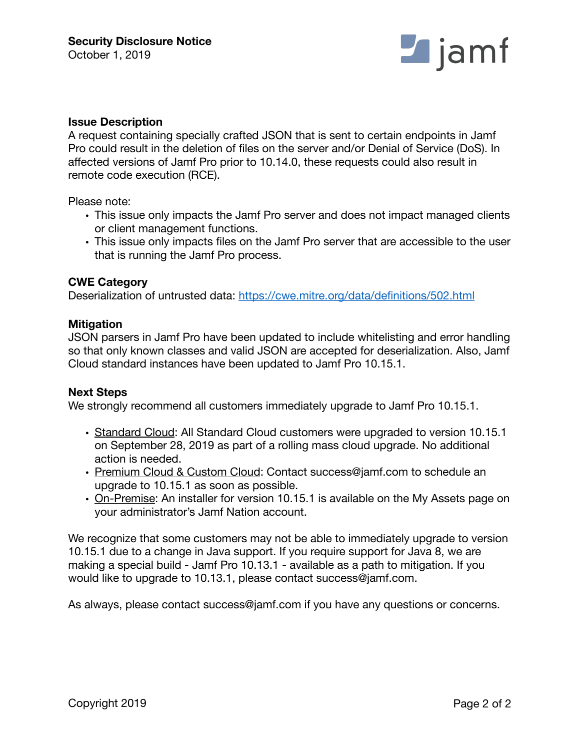**Security Disclosure Notice**
October 1, 2019

**Issue Description**
A request containing specially crafted JSON that is sent to certain endpoints in Jamf Pro could result in the deletion of files on the server and/or Denial of Service (DoS). In affected versions of Jamf Pro prior to 10.14.0, these requests could also result in remote code execution (RCE).

Please note:

- This issue only impacts the Jamf Pro server and does not impact managed clients or client management functions.
- This issue only impacts files on the Jamf Pro server that are accessible to the user that is running the Jamf Pro process.

**CWE Category**
Deserialization of untrusted data: https://cwe.mitre.org/data/definitions/502.html

**Mitigation**
JSON parsers in Jamf Pro have been updated to include whitelisting and error handling so that only known classes and valid JSON are accepted for deserialization. Also, Jamf Cloud standard instances have been updated to Jamf Pro 10.15.1.

**Next Steps**
We strongly recommend all customers immediately upgrade to Jamf Pro 10.15.1.

- Standard Cloud: All Standard Cloud customers were upgraded to version 10.15.1 on September 28, 2019 as part of a rolling mass cloud upgrade. No additional action is needed.
- Premium Cloud & Custom Cloud: Contact success@jamf.com to schedule an upgrade to 10.15.1 as soon as possible.
- On-Premise: An installer for version 10.15.1 is available on the My Assets page on your administrator's Jamf Nation account.

We recognize that some customers may not be able to immediately upgrade to version 10.15.1 due to a change in Java support. If you require support for Java 8, we are making a special build - Jamf Pro 10.13.1 - available as a path to mitigation. If you would like to upgrade to 10.13.1, please contact success@jamf.com.

As always, please contact success@jamf.com if you have any questions or concerns.

Copyright 2019